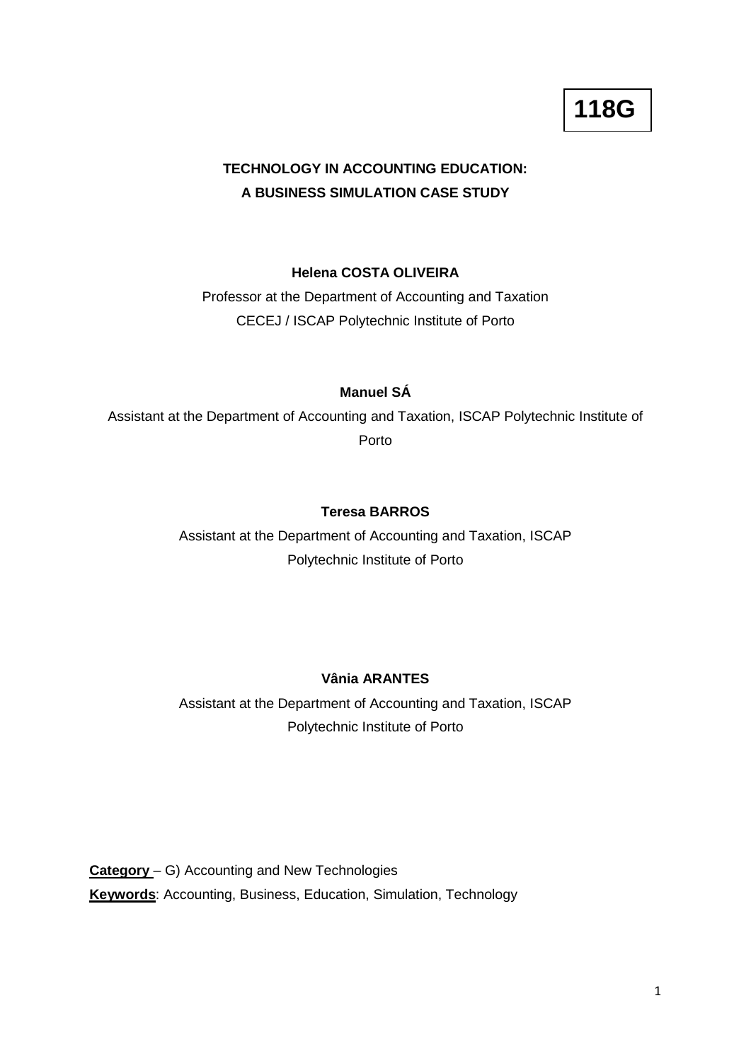**118G**

# TECHNOLOGY IN ACCOUNTING EDUCATION: A BUSINESS SIMULATION CASE STUDY

**Helena COSTA OLIVEIRA**

Professor at the Department of Accounting and Taxation
CECEJ / ISCAP Polytechnic Institute of Porto

**Manuel SÁ**

Assistant at the Department of Accounting and Taxation, ISCAP Polytechnic Institute of Porto

**Teresa BARROS**

Assistant at the Department of Accounting and Taxation, ISCAP Polytechnic Institute of Porto

**Vânia ARANTES**

Assistant at the Department of Accounting and Taxation, ISCAP Polytechnic Institute of Porto

**Category** – G) Accounting and New Technologies

**Keywords**: Accounting, Business, Education, Simulation, Technology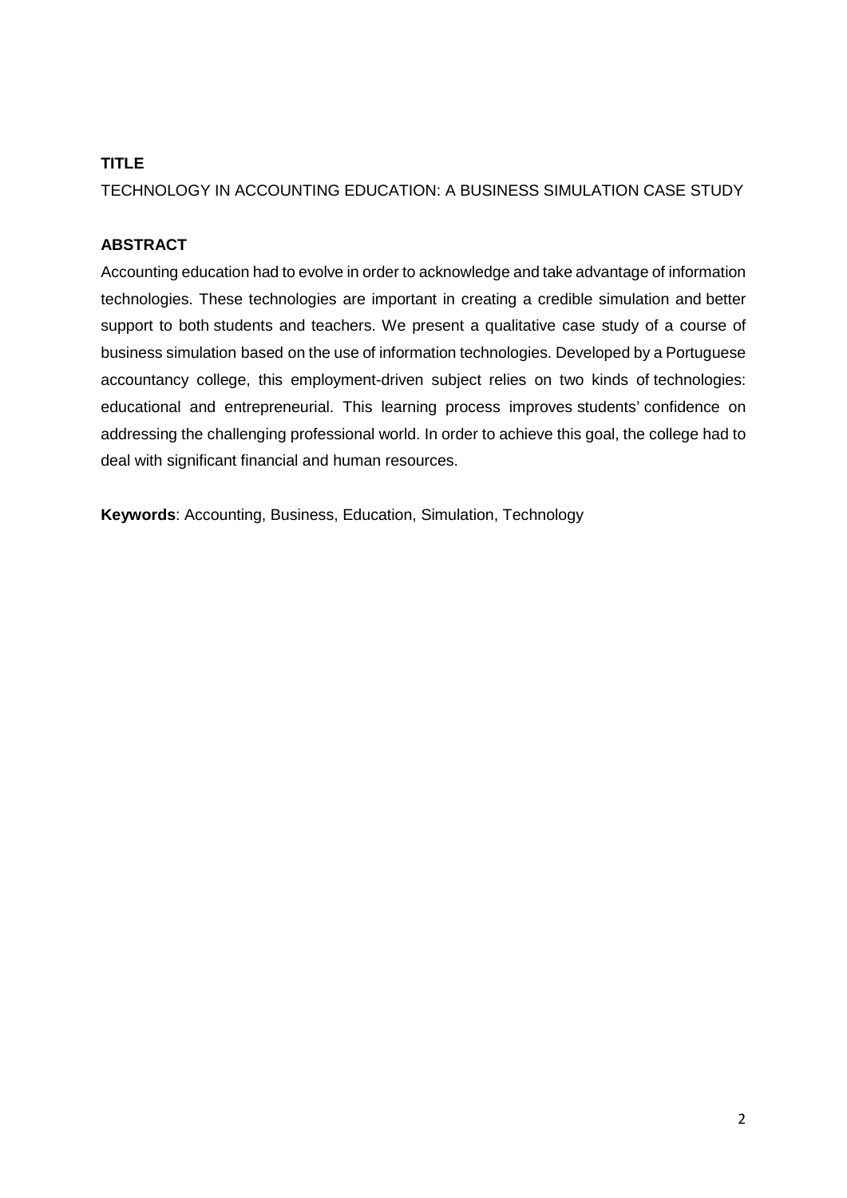**TITLE**

TECHNOLOGY IN ACCOUNTING EDUCATION: A BUSINESS SIMULATION CASE STUDY

**ABSTRACT**

Accounting education had to evolve in order to acknowledge and take advantage of information technologies. These technologies are important in creating a credible simulation and better support to both students and teachers. We present a qualitative case study of a course of business simulation based on the use of information technologies. Developed by a Portuguese accountancy college, this employment-driven subject relies on two kinds of technologies: educational and entrepreneurial. This learning process improves students' confidence on addressing the challenging professional world. In order to achieve this goal, the college had to deal with significant financial and human resources.

**Keywords**: Accounting, Business, Education, Simulation, Technology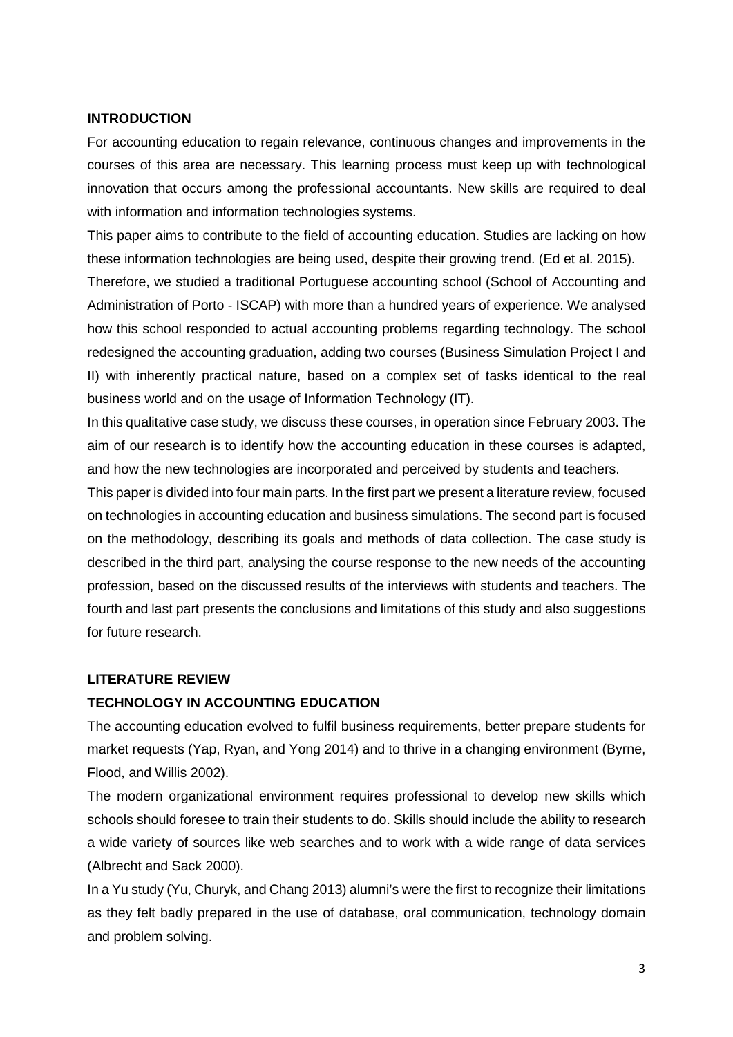## INTRODUCTION

For accounting education to regain relevance, continuous changes and improvements in the courses of this area are necessary. This learning process must keep up with technological innovation that occurs among the professional accountants. New skills are required to deal with information and information technologies systems.

This paper aims to contribute to the field of accounting education. Studies are lacking on how these information technologies are being used, despite their growing trend. (Ed et al. 2015).

Therefore, we studied a traditional Portuguese accounting school (School of Accounting and Administration of Porto - ISCAP) with more than a hundred years of experience. We analysed how this school responded to actual accounting problems regarding technology. The school redesigned the accounting graduation, adding two courses (Business Simulation Project I and II) with inherently practical nature, based on a complex set of tasks identical to the real business world and on the usage of Information Technology (IT).

In this qualitative case study, we discuss these courses, in operation since February 2003. The aim of our research is to identify how the accounting education in these courses is adapted, and how the new technologies are incorporated and perceived by students and teachers.

This paper is divided into four main parts. In the first part we present a literature review, focused on technologies in accounting education and business simulations. The second part is focused on the methodology, describing its goals and methods of data collection. The case study is described in the third part, analysing the course response to the new needs of the accounting profession, based on the discussed results of the interviews with students and teachers. The fourth and last part presents the conclusions and limitations of this study and also suggestions for future research.

## LITERATURE REVIEW

### TECHNOLOGY IN ACCOUNTING EDUCATION

The accounting education evolved to fulfil business requirements, better prepare students for market requests (Yap, Ryan, and Yong 2014) and to thrive in a changing environment (Byrne, Flood, and Willis 2002).

The modern organizational environment requires professional to develop new skills which schools should foresee to train their students to do. Skills should include the ability to research a wide variety of sources like web searches and to work with a wide range of data services (Albrecht and Sack 2000).

In a Yu study (Yu, Churyk, and Chang 2013) alumni's were the first to recognize their limitations as they felt badly prepared in the use of database, oral communication, technology domain and problem solving.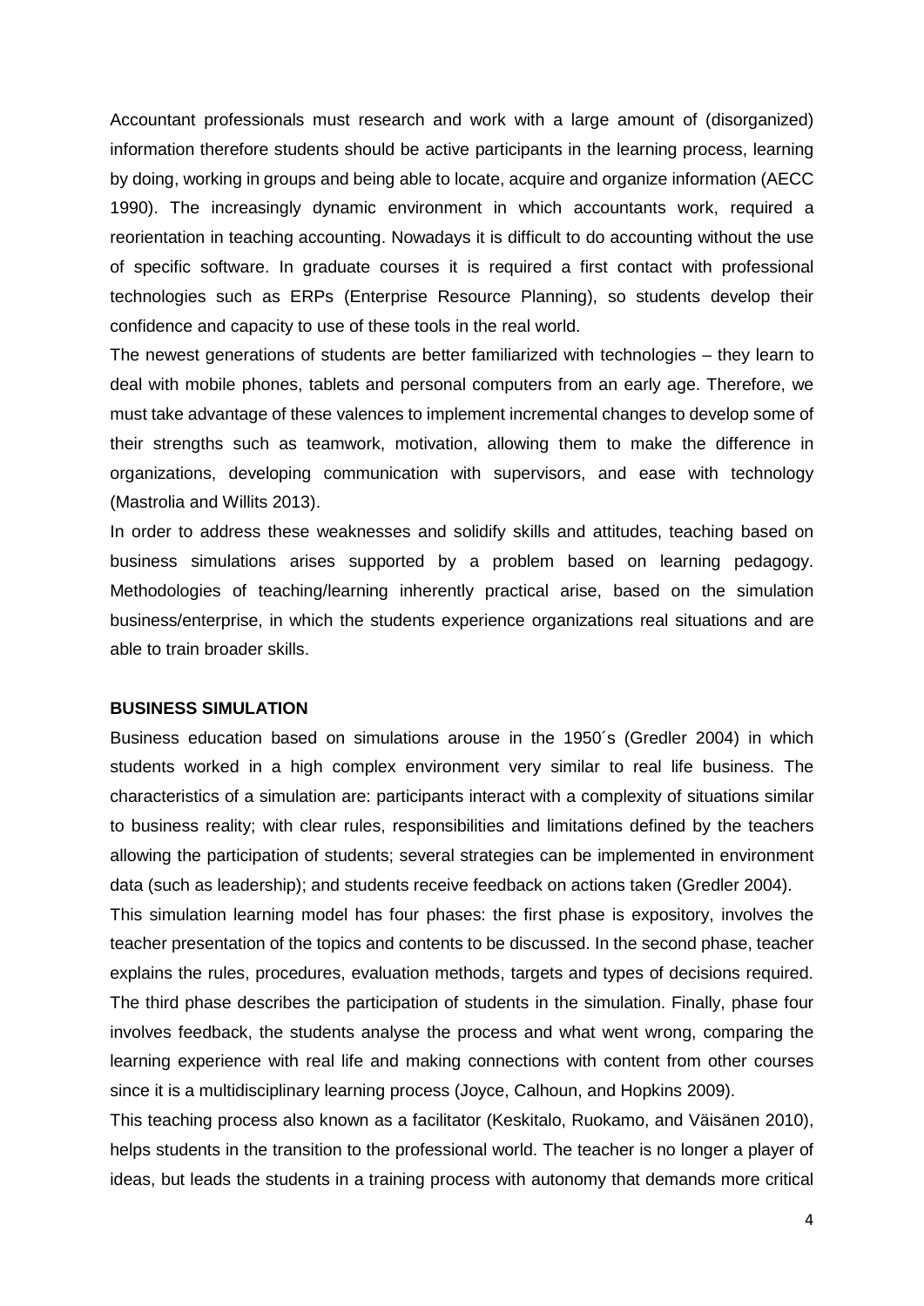Accountant professionals must research and work with a large amount of (disorganized) information therefore students should be active participants in the learning process, learning by doing, working in groups and being able to locate, acquire and organize information (AECC 1990). The increasingly dynamic environment in which accountants work, required a reorientation in teaching accounting. Nowadays it is difficult to do accounting without the use of specific software. In graduate courses it is required a first contact with professional technologies such as ERPs (Enterprise Resource Planning), so students develop their confidence and capacity to use of these tools in the real world.

The newest generations of students are better familiarized with technologies – they learn to deal with mobile phones, tablets and personal computers from an early age. Therefore, we must take advantage of these valences to implement incremental changes to develop some of their strengths such as teamwork, motivation, allowing them to make the difference in organizations, developing communication with supervisors, and ease with technology (Mastrolia and Willits 2013).

In order to address these weaknesses and solidify skills and attitudes, teaching based on business simulations arises supported by a problem based on learning pedagogy. Methodologies of teaching/learning inherently practical arise, based on the simulation business/enterprise, in which the students experience organizations real situations and are able to train broader skills.

## BUSINESS SIMULATION

Business education based on simulations arouse in the 1950´s (Gredler 2004) in which students worked in a high complex environment very similar to real life business. The characteristics of a simulation are: participants interact with a complexity of situations similar to business reality; with clear rules, responsibilities and limitations defined by the teachers allowing the participation of students; several strategies can be implemented in environment data (such as leadership); and students receive feedback on actions taken (Gredler 2004).

This simulation learning model has four phases: the first phase is expository, involves the teacher presentation of the topics and contents to be discussed. In the second phase, teacher explains the rules, procedures, evaluation methods, targets and types of decisions required. The third phase describes the participation of students in the simulation. Finally, phase four involves feedback, the students analyse the process and what went wrong, comparing the learning experience with real life and making connections with content from other courses since it is a multidisciplinary learning process (Joyce, Calhoun, and Hopkins 2009).

This teaching process also known as a facilitator (Keskitalo, Ruokamo, and Väisänen 2010), helps students in the transition to the professional world. The teacher is no longer a player of ideas, but leads the students in a training process with autonomy that demands more critical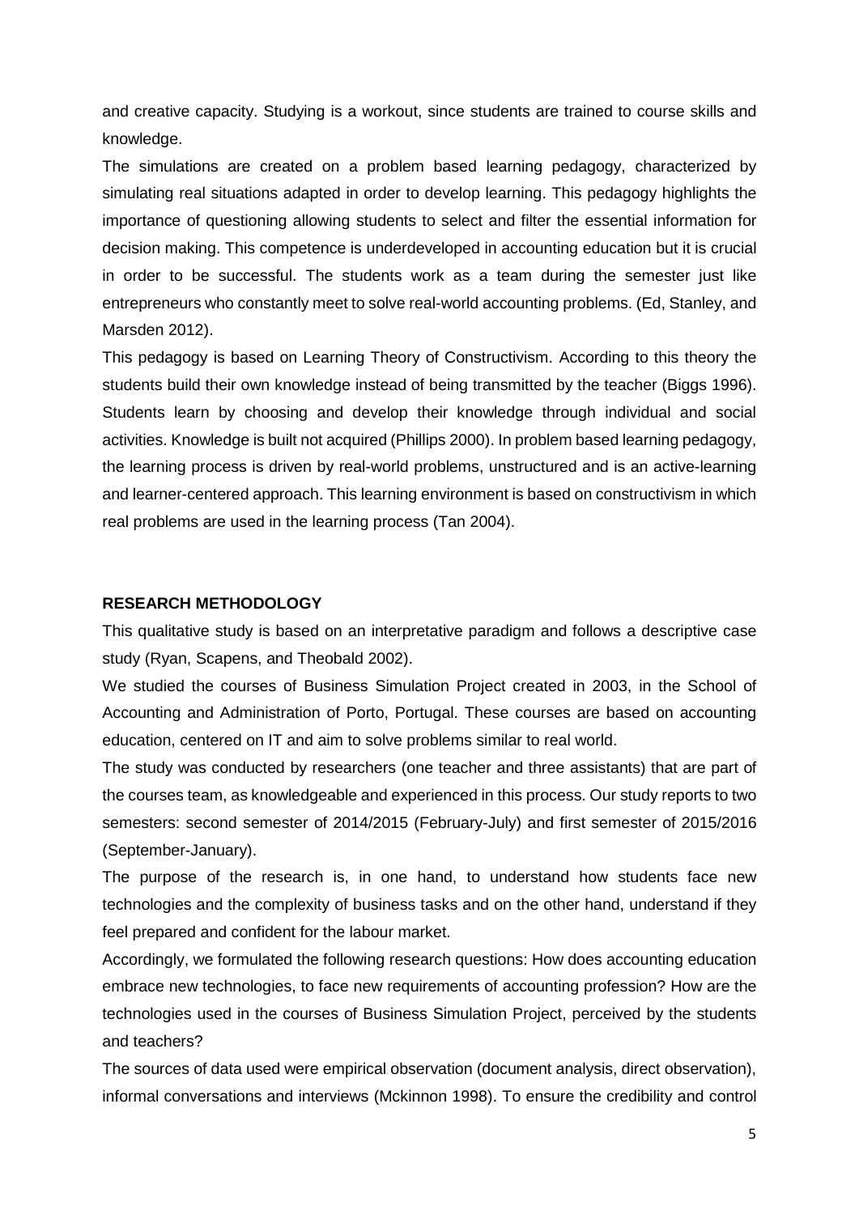and creative capacity. Studying is a workout, since students are trained to course skills and knowledge.

The simulations are created on a problem based learning pedagogy, characterized by simulating real situations adapted in order to develop learning. This pedagogy highlights the importance of questioning allowing students to select and filter the essential information for decision making. This competence is underdeveloped in accounting education but it is crucial in order to be successful. The students work as a team during the semester just like entrepreneurs who constantly meet to solve real-world accounting problems. (Ed, Stanley, and Marsden 2012).

This pedagogy is based on Learning Theory of Constructivism. According to this theory the students build their own knowledge instead of being transmitted by the teacher (Biggs 1996). Students learn by choosing and develop their knowledge through individual and social activities. Knowledge is built not acquired (Phillips 2000). In problem based learning pedagogy, the learning process is driven by real-world problems, unstructured and is an active-learning and learner-centered approach. This learning environment is based on constructivism in which real problems are used in the learning process (Tan 2004).

## RESEARCH METHODOLOGY

This qualitative study is based on an interpretative paradigm and follows a descriptive case study (Ryan, Scapens, and Theobald 2002).

We studied the courses of Business Simulation Project created in 2003, in the School of Accounting and Administration of Porto, Portugal. These courses are based on accounting education, centered on IT and aim to solve problems similar to real world.

The study was conducted by researchers (one teacher and three assistants) that are part of the courses team, as knowledgeable and experienced in this process. Our study reports to two semesters: second semester of 2014/2015 (February-July) and first semester of 2015/2016 (September-January).

The purpose of the research is, in one hand, to understand how students face new technologies and the complexity of business tasks and on the other hand, understand if they feel prepared and confident for the labour market.

Accordingly, we formulated the following research questions: How does accounting education embrace new technologies, to face new requirements of accounting profession? How are the technologies used in the courses of Business Simulation Project, perceived by the students and teachers?

The sources of data used were empirical observation (document analysis, direct observation), informal conversations and interviews (Mckinnon 1998). To ensure the credibility and control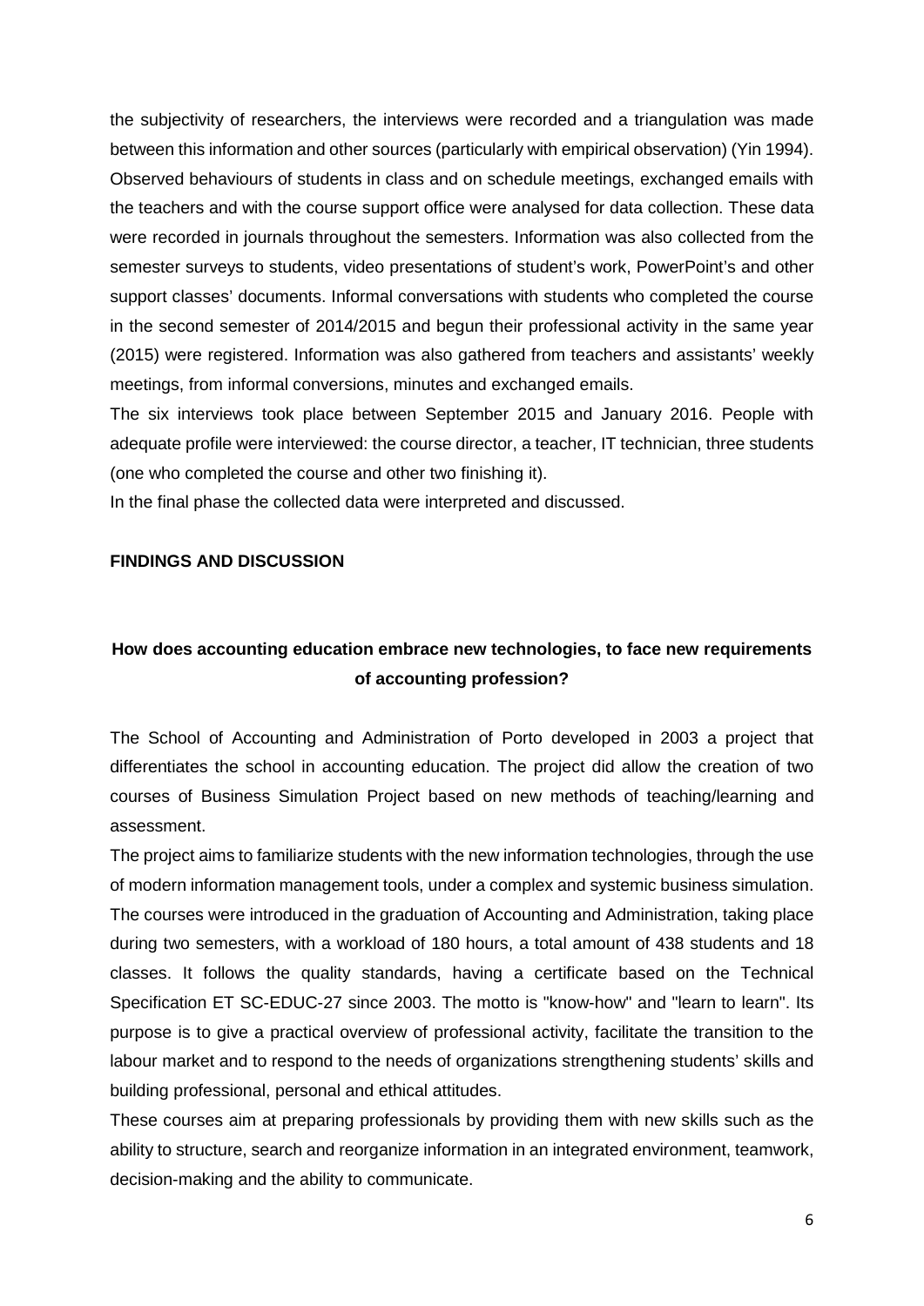the subjectivity of researchers, the interviews were recorded and a triangulation was made between this information and other sources (particularly with empirical observation) (Yin 1994). Observed behaviours of students in class and on schedule meetings, exchanged emails with the teachers and with the course support office were analysed for data collection. These data were recorded in journals throughout the semesters. Information was also collected from the semester surveys to students, video presentations of student's work, PowerPoint's and other support classes' documents. Informal conversations with students who completed the course in the second semester of 2014/2015 and begun their professional activity in the same year (2015) were registered. Information was also gathered from teachers and assistants' weekly meetings, from informal conversions, minutes and exchanged emails.

The six interviews took place between September 2015 and January 2016. People with adequate profile were interviewed: the course director, a teacher, IT technician, three students (one who completed the course and other two finishing it).

In the final phase the collected data were interpreted and discussed.

## FINDINGS AND DISCUSSION

### How does accounting education embrace new technologies, to face new requirements of accounting profession?

The School of Accounting and Administration of Porto developed in 2003 a project that differentiates the school in accounting education. The project did allow the creation of two courses of Business Simulation Project based on new methods of teaching/learning and assessment.

The project aims to familiarize students with the new information technologies, through the use of modern information management tools, under a complex and systemic business simulation. The courses were introduced in the graduation of Accounting and Administration, taking place during two semesters, with a workload of 180 hours, a total amount of 438 students and 18 classes. It follows the quality standards, having a certificate based on the Technical Specification ET SC-EDUC-27 since 2003. The motto is "know-how" and "learn to learn". Its purpose is to give a practical overview of professional activity, facilitate the transition to the labour market and to respond to the needs of organizations strengthening students' skills and building professional, personal and ethical attitudes.

These courses aim at preparing professionals by providing them with new skills such as the ability to structure, search and reorganize information in an integrated environment, teamwork, decision-making and the ability to communicate.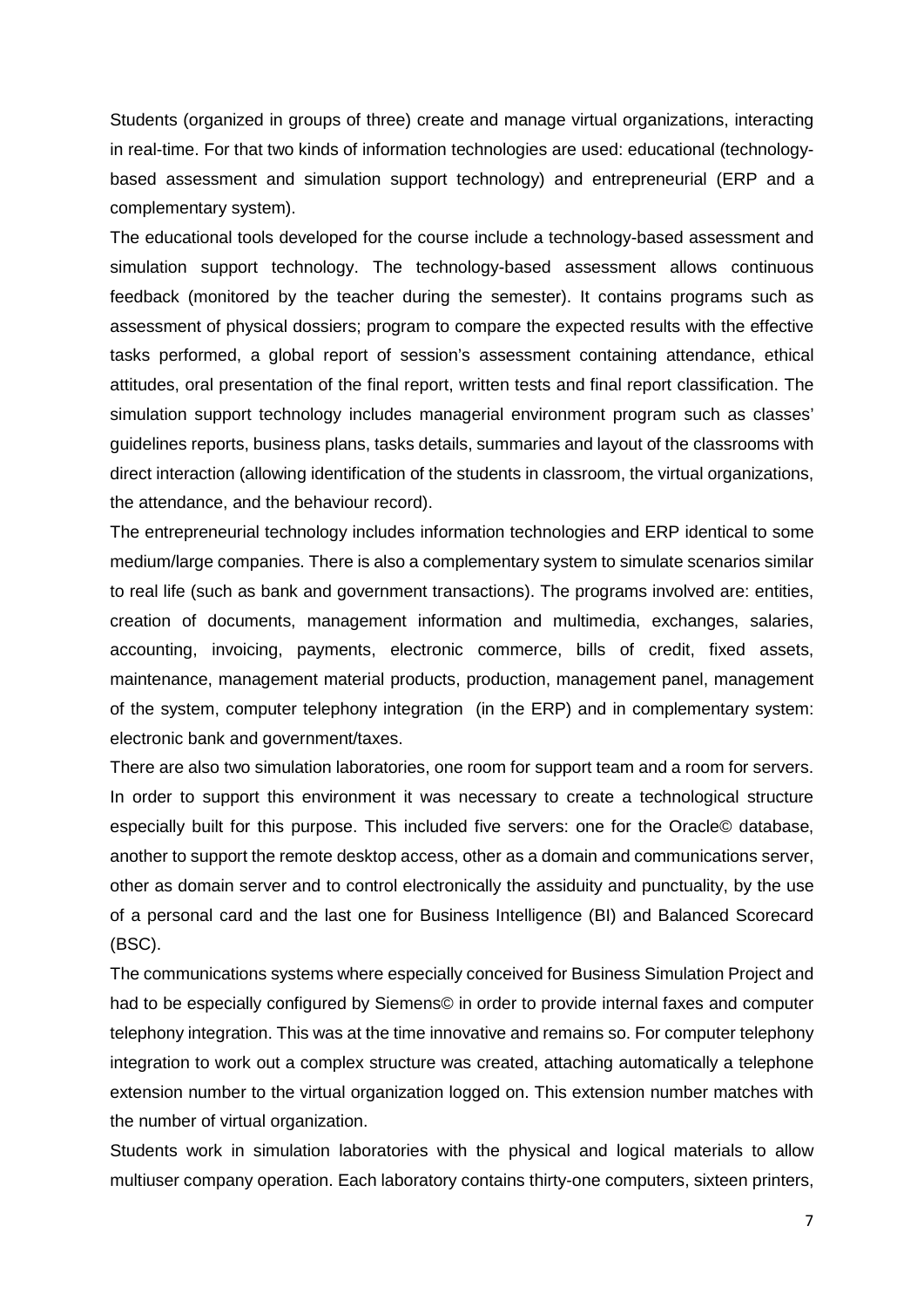Students (organized in groups of three) create and manage virtual organizations, interacting in real-time. For that two kinds of information technologies are used: educational (technology-based assessment and simulation support technology) and entrepreneurial (ERP and a complementary system).

The educational tools developed for the course include a technology-based assessment and simulation support technology. The technology-based assessment allows continuous feedback (monitored by the teacher during the semester). It contains programs such as assessment of physical dossiers; program to compare the expected results with the effective tasks performed, a global report of session's assessment containing attendance, ethical attitudes, oral presentation of the final report, written tests and final report classification. The simulation support technology includes managerial environment program such as classes' guidelines reports, business plans, tasks details, summaries and layout of the classrooms with direct interaction (allowing identification of the students in classroom, the virtual organizations, the attendance, and the behaviour record).

The entrepreneurial technology includes information technologies and ERP identical to some medium/large companies. There is also a complementary system to simulate scenarios similar to real life (such as bank and government transactions). The programs involved are: entities, creation of documents, management information and multimedia, exchanges, salaries, accounting, invoicing, payments, electronic commerce, bills of credit, fixed assets, maintenance, management material products, production, management panel, management of the system, computer telephony integration (in the ERP) and in complementary system: electronic bank and government/taxes.

There are also two simulation laboratories, one room for support team and a room for servers. In order to support this environment it was necessary to create a technological structure especially built for this purpose. This included five servers: one for the Oracle© database, another to support the remote desktop access, other as a domain and communications server, other as domain server and to control electronically the assiduity and punctuality, by the use of a personal card and the last one for Business Intelligence (BI) and Balanced Scorecard (BSC).

The communications systems where especially conceived for Business Simulation Project and had to be especially configured by Siemens© in order to provide internal faxes and computer telephony integration. This was at the time innovative and remains so. For computer telephony integration to work out a complex structure was created, attaching automatically a telephone extension number to the virtual organization logged on. This extension number matches with the number of virtual organization.

Students work in simulation laboratories with the physical and logical materials to allow multiuser company operation. Each laboratory contains thirty-one computers, sixteen printers,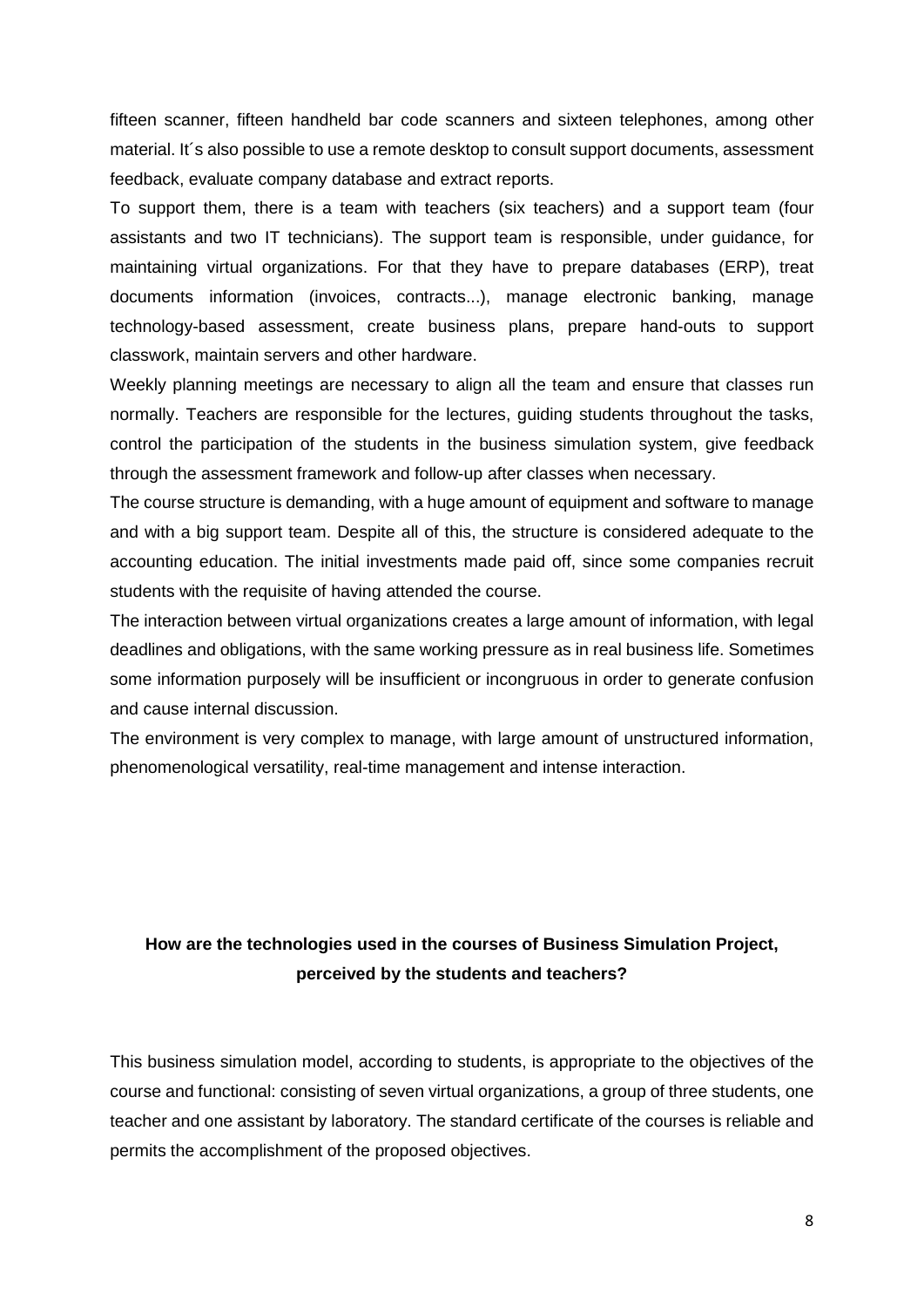fifteen scanner, fifteen handheld bar code scanners and sixteen telephones, among other material. It´s also possible to use a remote desktop to consult support documents, assessment feedback, evaluate company database and extract reports.

To support them, there is a team with teachers (six teachers) and a support team (four assistants and two IT technicians). The support team is responsible, under guidance, for maintaining virtual organizations. For that they have to prepare databases (ERP), treat documents information (invoices, contracts...), manage electronic banking, manage technology-based assessment, create business plans, prepare hand-outs to support classwork, maintain servers and other hardware.

Weekly planning meetings are necessary to align all the team and ensure that classes run normally. Teachers are responsible for the lectures, guiding students throughout the tasks, control the participation of the students in the business simulation system, give feedback through the assessment framework and follow-up after classes when necessary.

The course structure is demanding, with a huge amount of equipment and software to manage and with a big support team. Despite all of this, the structure is considered adequate to the accounting education. The initial investments made paid off, since some companies recruit students with the requisite of having attended the course.

The interaction between virtual organizations creates a large amount of information, with legal deadlines and obligations, with the same working pressure as in real business life. Sometimes some information purposely will be insufficient or incongruous in order to generate confusion and cause internal discussion.

The environment is very complex to manage, with large amount of unstructured information, phenomenological versatility, real-time management and intense interaction.

## How are the technologies used in the courses of Business Simulation Project, perceived by the students and teachers?

This business simulation model, according to students, is appropriate to the objectives of the course and functional: consisting of seven virtual organizations, a group of three students, one teacher and one assistant by laboratory. The standard certificate of the courses is reliable and permits the accomplishment of the proposed objectives.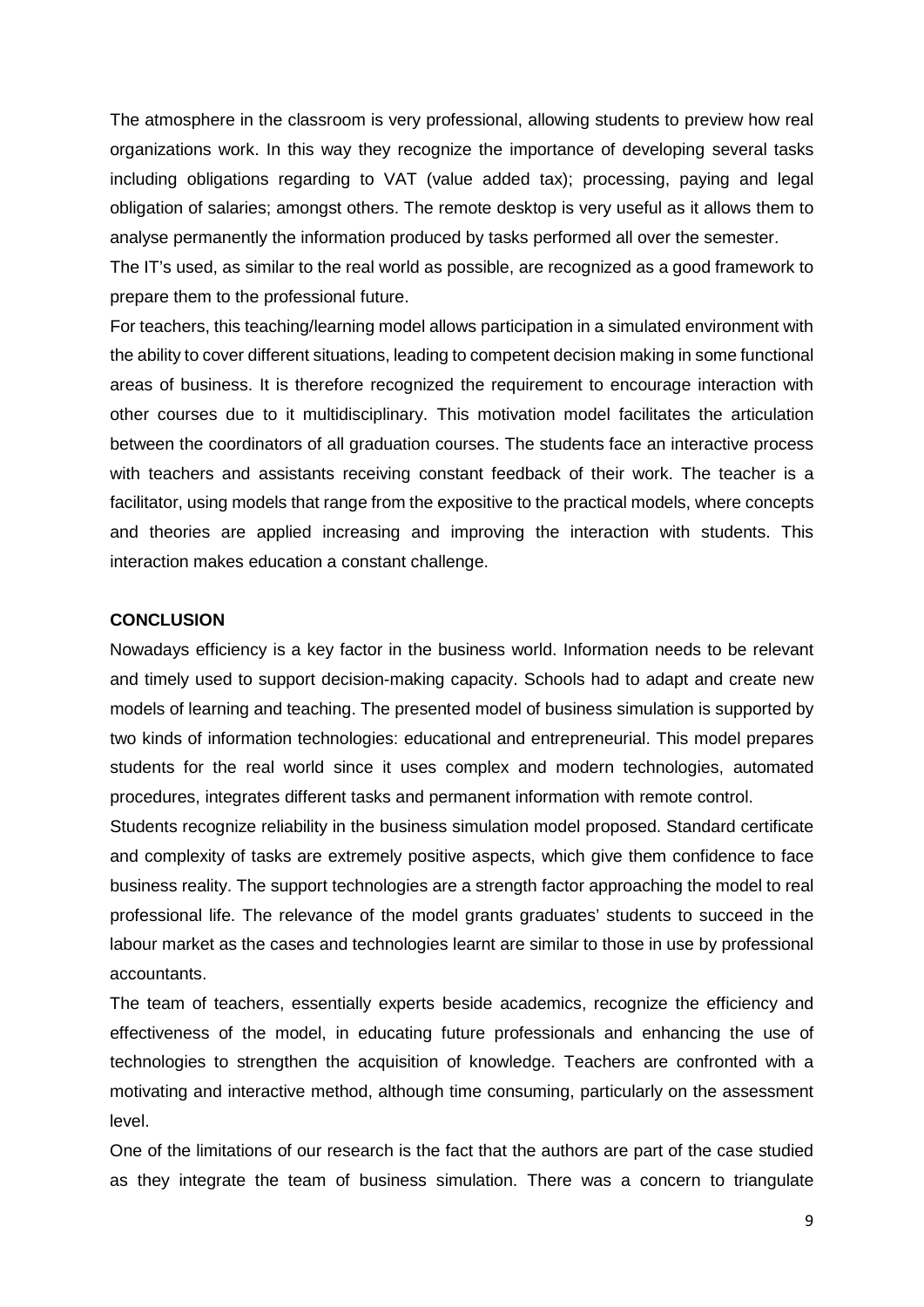The atmosphere in the classroom is very professional, allowing students to preview how real organizations work. In this way they recognize the importance of developing several tasks including obligations regarding to VAT (value added tax); processing, paying and legal obligation of salaries; amongst others. The remote desktop is very useful as it allows them to analyse permanently the information produced by tasks performed all over the semester.

The IT's used, as similar to the real world as possible, are recognized as a good framework to prepare them to the professional future.

For teachers, this teaching/learning model allows participation in a simulated environment with the ability to cover different situations, leading to competent decision making in some functional areas of business. It is therefore recognized the requirement to encourage interaction with other courses due to it multidisciplinary. This motivation model facilitates the articulation between the coordinators of all graduation courses. The students face an interactive process with teachers and assistants receiving constant feedback of their work. The teacher is a facilitator, using models that range from the expositive to the practical models, where concepts and theories are applied increasing and improving the interaction with students. This interaction makes education a constant challenge.

## CONCLUSION

Nowadays efficiency is a key factor in the business world. Information needs to be relevant and timely used to support decision-making capacity. Schools had to adapt and create new models of learning and teaching. The presented model of business simulation is supported by two kinds of information technologies: educational and entrepreneurial. This model prepares students for the real world since it uses complex and modern technologies, automated procedures, integrates different tasks and permanent information with remote control.

Students recognize reliability in the business simulation model proposed. Standard certificate and complexity of tasks are extremely positive aspects, which give them confidence to face business reality. The support technologies are a strength factor approaching the model to real professional life. The relevance of the model grants graduates' students to succeed in the labour market as the cases and technologies learnt are similar to those in use by professional accountants.

The team of teachers, essentially experts beside academics, recognize the efficiency and effectiveness of the model, in educating future professionals and enhancing the use of technologies to strengthen the acquisition of knowledge. Teachers are confronted with a motivating and interactive method, although time consuming, particularly on the assessment level.

One of the limitations of our research is the fact that the authors are part of the case studied as they integrate the team of business simulation. There was a concern to triangulate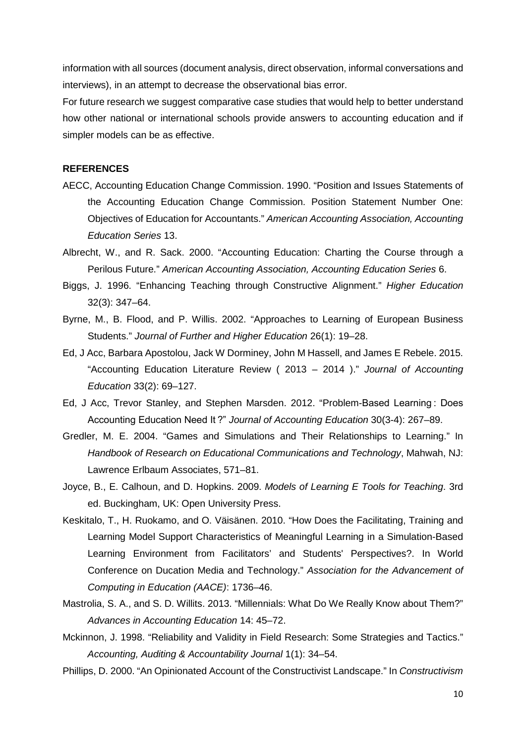information with all sources (document analysis, direct observation, informal conversations and interviews), in an attempt to decrease the observational bias error.

For future research we suggest comparative case studies that would help to better understand how other national or international schools provide answers to accounting education and if simpler models can be as effective.

**REFERENCES**

AECC, Accounting Education Change Commission. 1990. "Position and Issues Statements of the Accounting Education Change Commission. Position Statement Number One: Objectives of Education for Accountants." *American Accounting Association, Accounting Education Series* 13.

Albrecht, W., and R. Sack. 2000. "Accounting Education: Charting the Course through a Perilous Future." *American Accounting Association, Accounting Education Series* 6.

Biggs, J. 1996. "Enhancing Teaching through Constructive Alignment." *Higher Education* 32(3): 347–64.

Byrne, M., B. Flood, and P. Willis. 2002. "Approaches to Learning of European Business Students." *Journal of Further and Higher Education* 26(1): 19–28.

Ed, J Acc, Barbara Apostolou, Jack W Dorminey, John M Hassell, and James E Rebele. 2015. "Accounting Education Literature Review ( 2013 – 2014 )." *Journal of Accounting Education* 33(2): 69–127.

Ed, J Acc, Trevor Stanley, and Stephen Marsden. 2012. "Problem-Based Learning : Does Accounting Education Need It ?" *Journal of Accounting Education* 30(3-4): 267–89.

Gredler, M. E. 2004. "Games and Simulations and Their Relationships to Learning." In *Handbook of Research on Educational Communications and Technology*, Mahwah, NJ: Lawrence Erlbaum Associates, 571–81.

Joyce, B., E. Calhoun, and D. Hopkins. 2009. *Models of Learning E Tools for Teaching*. 3rd ed. Buckingham, UK: Open University Press.

Keskitalo, T., H. Ruokamo, and O. Väisänen. 2010. "How Does the Facilitating, Training and Learning Model Support Characteristics of Meaningful Learning in a Simulation-Based Learning Environment from Facilitators' and Students' Perspectives?. In World Conference on Ducation Media and Technology." *Association for the Advancement of Computing in Education (AACE)*: 1736–46.

Mastrolia, S. A., and S. D. Willits. 2013. "Millennials: What Do We Really Know about Them?" *Advances in Accounting Education* 14: 45–72.

Mckinnon, J. 1998. "Reliability and Validity in Field Research: Some Strategies and Tactics." *Accounting, Auditing & Accountability Journal* 1(1): 34–54.

Phillips, D. 2000. "An Opinionated Account of the Constructivist Landscape." In *Constructivism*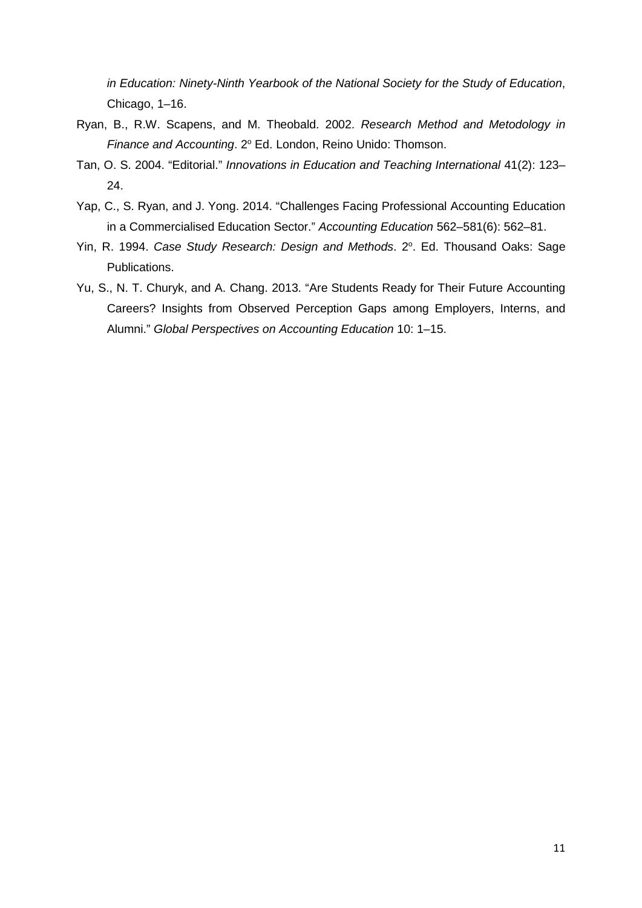*in Education: Ninety-Ninth Yearbook of the National Society for the Study of Education*, Chicago, 1–16.

Ryan, B., R.W. Scapens, and M. Theobald. 2002. *Research Method and Metodology in Finance and Accounting*. 2º Ed. London, Reino Unido: Thomson.

Tan, O. S. 2004. "Editorial." *Innovations in Education and Teaching International* 41(2): 123–24.

Yap, C., S. Ryan, and J. Yong. 2014. "Challenges Facing Professional Accounting Education in a Commercialised Education Sector." *Accounting Education* 562–581(6): 562–81.

Yin, R. 1994. *Case Study Research: Design and Methods*. 2º. Ed. Thousand Oaks: Sage Publications.

Yu, S., N. T. Churyk, and A. Chang. 2013. "Are Students Ready for Their Future Accounting Careers? Insights from Observed Perception Gaps among Employers, Interns, and Alumni." *Global Perspectives on Accounting Education* 10: 1–15.